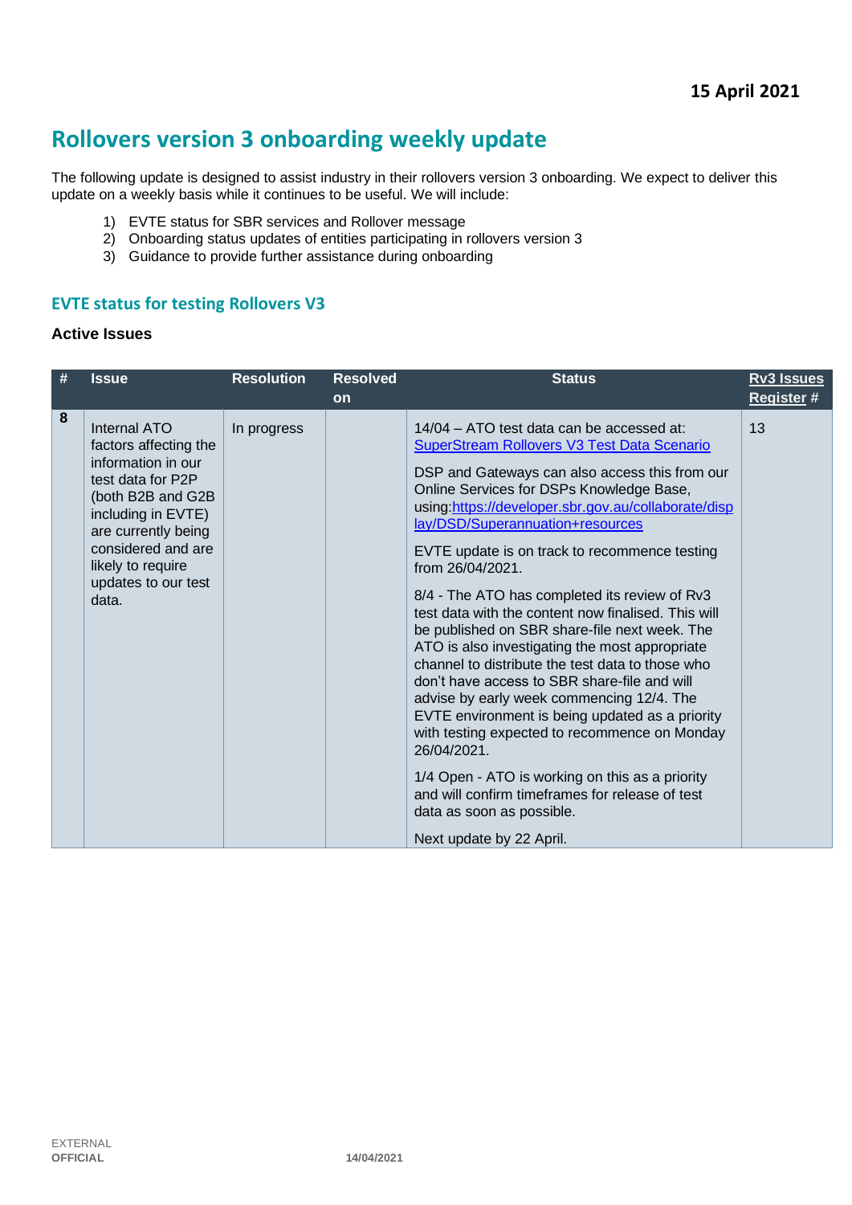**15 April 2021**

# Rollovers version 3 onboarding weekly update

The following update is designed to assist industry in their rollovers version 3 onboarding. We expect to deliver this update on a weekly basis while it continues to be useful. We will include:

1) EVTE status for SBR services and Rollover message
2) Onboarding status updates of entities participating in rollovers version 3
3) Guidance to provide further assistance during onboarding

## EVTE status for testing Rollovers V3

### Active Issues

| # | Issue | Resolution | Resolved on | Status | Rv3 Issues Register # |
|---|---|---|---|---|---|
| 8 | Internal ATO factors affecting the information in our test data for P2P (both B2B and G2B including in EVTE) are currently being considered and are likely to require updates to our test data. | In progress | | 14/04 – ATO test data can be accessed at: SuperStream Rollovers V3 Test Data Scenario<br><br>DSP and Gateways can also access this from our Online Services for DSPs Knowledge Base, using:https://developer.sbr.gov.au/collaborate/display/DSD/Superannuation+resources<br><br>EVTE update is on track to recommence testing from 26/04/2021.<br><br>8/4 - The ATO has completed its review of Rv3 test data with the content now finalised. This will be published on SBR share-file next week. The ATO is also investigating the most appropriate channel to distribute the test data to those who don't have access to SBR share-file and will advise by early week commencing 12/4. The EVTE environment is being updated as a priority with testing expected to recommence on Monday 26/04/2021.<br><br>1/4 Open - ATO is working on this as a priority and will confirm timeframes for release of test data as soon as possible.<br><br>Next update by 22 April. | 13 |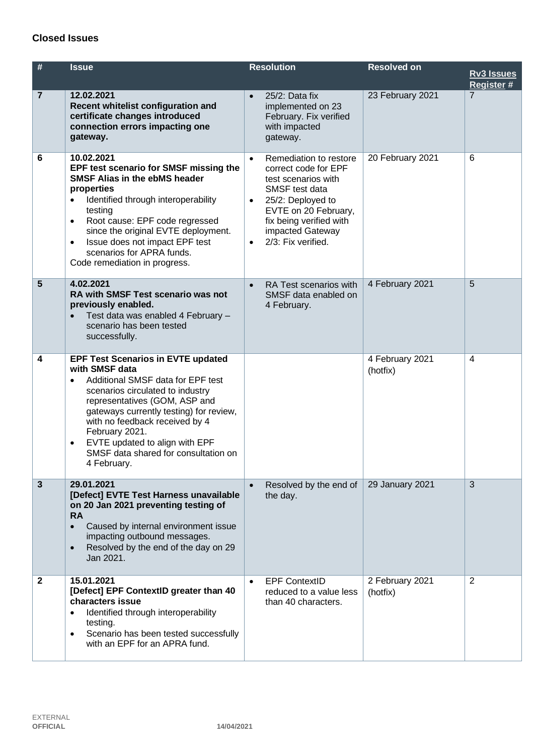### Closed Issues

| # | Issue | Resolution | Resolved on | Rv3 Issues Register # |
|---|---|---|---|---|
| 7 | **12.02.2021**<br>**Recent whitelist configuration and certificate changes introduced connection errors impacting one gateway.** | • 25/2: Data fix implemented on 23 February. Fix verified with impacted gateway. | 23 February 2021 | 7 |
| 6 | **10.02.2021**<br>**EPF test scenario for SMSF missing the SMSF Alias in the ebMS header properties**<br>• Identified through interoperability testing<br>• Root cause: EPF code regressed since the original EVTE deployment.<br>• Issue does not impact EPF test scenarios for APRA funds.<br>Code remediation in progress. | • Remediation to restore correct code for EPF test scenarios with SMSF test data<br>• 25/2: Deployed to EVTE on 20 February, fix being verified with impacted Gateway<br>• 2/3: Fix verified. | 20 February 2021 | 6 |
| 5 | **4.02.2021**<br>**RA with SMSF Test scenario was not previously enabled.**<br>• Test data was enabled 4 February – scenario has been tested successfully. | • RA Test scenarios with SMSF data enabled on 4 February. | 4 February 2021 | 5 |
| 4 | **EPF Test Scenarios in EVTE updated with SMSF data**<br>• Additional SMSF data for EPF test scenarios circulated to industry representatives (GOM, ASP and gateways currently testing) for review, with no feedback received by 4 February 2021.<br>• EVTE updated to align with EPF SMSF data shared for consultation on 4 February. | | 4 February 2021 (hotfix) | 4 |
| 3 | **29.01.2021**<br>**[Defect] EVTE Test Harness unavailable on 20 Jan 2021 preventing testing of RA**<br>• Caused by internal environment issue impacting outbound messages.<br>• Resolved by the end of the day on 29 Jan 2021. | • Resolved by the end of the day. | 29 January 2021 | 3 |
| 2 | **15.01.2021**<br>**[Defect] EPF ContextID greater than 40 characters issue**<br>• Identified through interoperability testing.<br>• Scenario has been tested successfully with an EPF for an APRA fund. | • EPF ContextID reduced to a value less than 40 characters. | 2 February 2021 (hotfix) | 2 |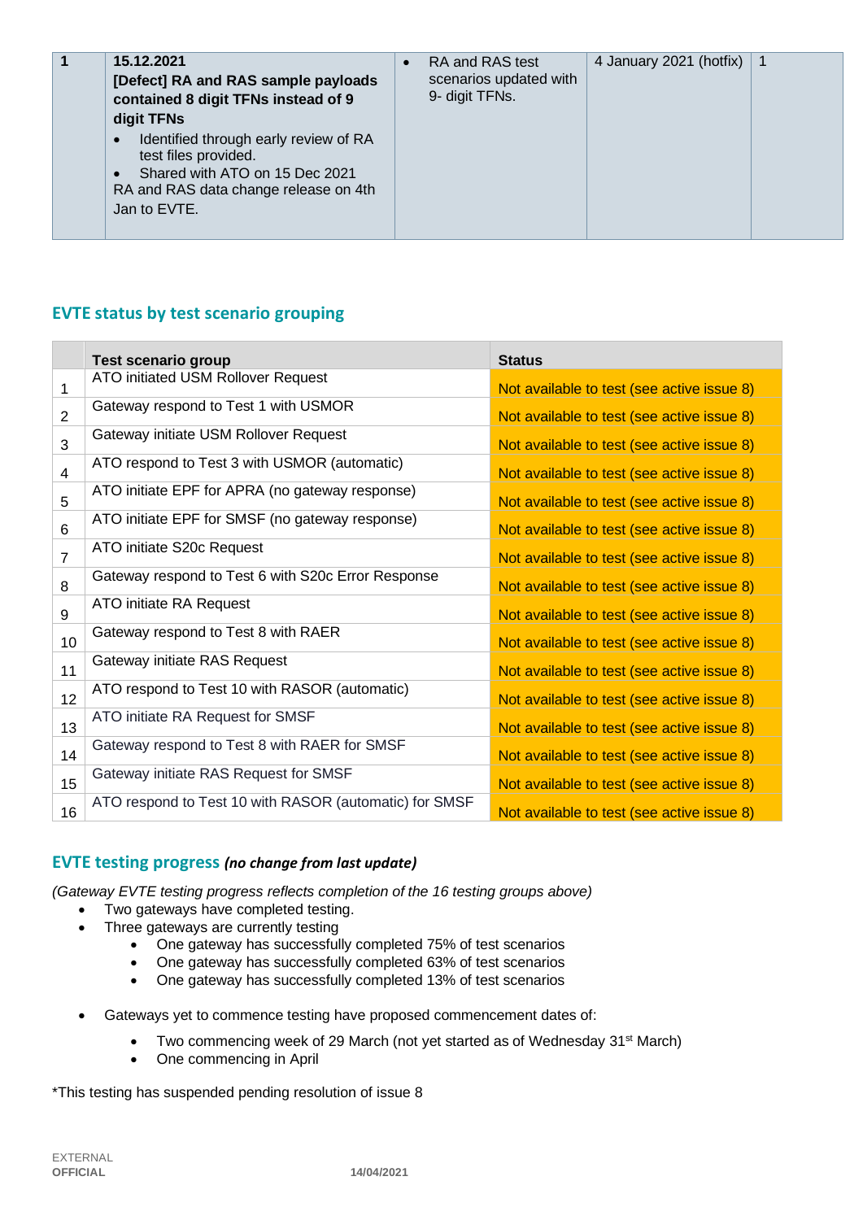| 1 | **15.12.2021**<br>**[Defect] RA and RAS sample payloads contained 8 digit TFNs instead of 9 digit TFNs**<br>• Identified through early review of RA test files provided.<br>• Shared with ATO on 15 Dec 2021<br>RA and RAS data change release on 4th Jan to EVTE. | • RA and RAS test scenarios updated with 9- digit TFNs. | 4 January 2021 (hotfix) | 1 |
|---|---|---|---|---|

## EVTE status by test scenario grouping

| | Test scenario group | Status |
|---|---|---|
| 1 | ATO initiated USM Rollover Request | Not available to test (see active issue 8) |
| 2 | Gateway respond to Test 1 with USMOR | Not available to test (see active issue 8) |
| 3 | Gateway initiate USM Rollover Request | Not available to test (see active issue 8) |
| 4 | ATO respond to Test 3 with USMOR (automatic) | Not available to test (see active issue 8) |
| 5 | ATO initiate EPF for APRA (no gateway response) | Not available to test (see active issue 8) |
| 6 | ATO initiate EPF for SMSF (no gateway response) | Not available to test (see active issue 8) |
| 7 | ATO initiate S20c Request | Not available to test (see active issue 8) |
| 8 | Gateway respond to Test 6 with S20c Error Response | Not available to test (see active issue 8) |
| 9 | ATO initiate RA Request | Not available to test (see active issue 8) |
| 10 | Gateway respond to Test 8 with RAER | Not available to test (see active issue 8) |
| 11 | Gateway initiate RAS Request | Not available to test (see active issue 8) |
| 12 | ATO respond to Test 10 with RASOR (automatic) | Not available to test (see active issue 8) |
| 13 | ATO initiate RA Request for SMSF | Not available to test (see active issue 8) |
| 14 | Gateway respond to Test 8 with RAER for SMSF | Not available to test (see active issue 8) |
| 15 | Gateway initiate RAS Request for SMSF | Not available to test (see active issue 8) |
| 16 | ATO respond to Test 10 with RASOR (automatic) for SMSF | Not available to test (see active issue 8) |

## EVTE testing progress *(no change from last update)*

*(Gateway EVTE testing progress reflects completion of the 16 testing groups above)*

- Two gateways have completed testing.
- Three gateways are currently testing
  - One gateway has successfully completed 75% of test scenarios
  - One gateway has successfully completed 63% of test scenarios
  - One gateway has successfully completed 13% of test scenarios

- Gateways yet to commence testing have proposed commencement dates of:
  - Two commencing week of 29 March (not yet started as of Wednesday 31st March)
  - One commencing in April

*This testing has suspended pending resolution of issue 8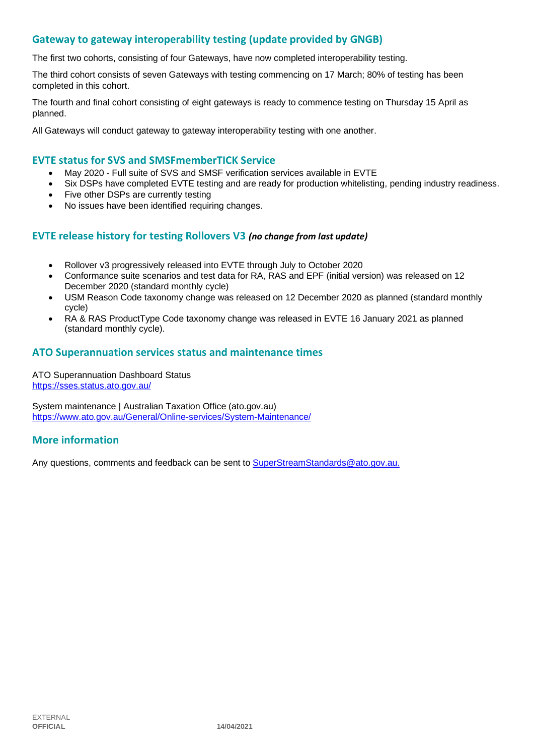## Gateway to gateway interoperability testing (update provided by GNGB)

The first two cohorts, consisting of four Gateways, have now completed interoperability testing.

The third cohort consists of seven Gateways with testing commencing on 17 March; 80% of testing has been completed in this cohort.

The fourth and final cohort consisting of eight gateways is ready to commence testing on Thursday 15 April as planned.

All Gateways will conduct gateway to gateway interoperability testing with one another.

## EVTE status for SVS and SMSFmemberTICK Service

- May 2020 - Full suite of SVS and SMSF verification services available in EVTE
- Six DSPs have completed EVTE testing and are ready for production whitelisting, pending industry readiness.
- Five other DSPs are currently testing
- No issues have been identified requiring changes.

## EVTE release history for testing Rollovers V3 *(no change from last update)*

- Rollover v3 progressively released into EVTE through July to October 2020
- Conformance suite scenarios and test data for RA, RAS and EPF (initial version) was released on 12 December 2020 (standard monthly cycle)
- USM Reason Code taxonomy change was released on 12 December 2020 as planned (standard monthly cycle)
- RA & RAS ProductType Code taxonomy change was released in EVTE 16 January 2021 as planned (standard monthly cycle).

## ATO Superannuation services status and maintenance times

ATO Superannuation Dashboard Status
https://sses.status.ato.gov.au/

System maintenance | Australian Taxation Office (ato.gov.au)
https://www.ato.gov.au/General/Online-services/System-Maintenance/

## More information

Any questions, comments and feedback can be sent to SuperStreamStandards@ato.gov.au.